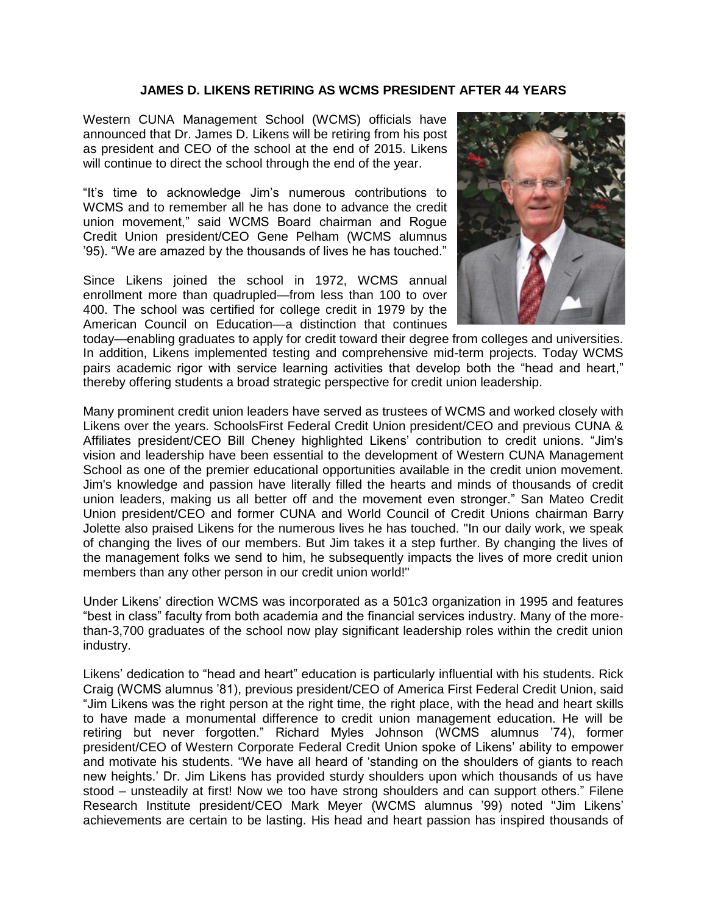# JAMES D. LIKENS RETIRING AS WCMS PRESIDENT AFTER 44 YEARS

Western CUNA Management School (WCMS) officials have announced that Dr. James D. Likens will be retiring from his post as president and CEO of the school at the end of 2015. Likens will continue to direct the school through the end of the year.

"It's time to acknowledge Jim's numerous contributions to WCMS and to remember all he has done to advance the credit union movement," said WCMS Board chairman and Rogue Credit Union president/CEO Gene Pelham (WCMS alumnus '95). "We are amazed by the thousands of lives he has touched."

Since Likens joined the school in 1972, WCMS annual enrollment more than quadrupled—from less than 100 to over 400. The school was certified for college credit in 1979 by the American Council on Education—a distinction that continues today—enabling graduates to apply for credit toward their degree from colleges and universities. In addition, Likens implemented testing and comprehensive mid-term projects. Today WCMS pairs academic rigor with service learning activities that develop both the "head and heart," thereby offering students a broad strategic perspective for credit union leadership.

Many prominent credit union leaders have served as trustees of WCMS and worked closely with Likens over the years. SchoolsFirst Federal Credit Union president/CEO and previous CUNA & Affiliates president/CEO Bill Cheney highlighted Likens' contribution to credit unions. "Jim's vision and leadership have been essential to the development of Western CUNA Management School as one of the premier educational opportunities available in the credit union movement. Jim's knowledge and passion have literally filled the hearts and minds of thousands of credit union leaders, making us all better off and the movement even stronger." San Mateo Credit Union president/CEO and former CUNA and World Council of Credit Unions chairman Barry Jolette also praised Likens for the numerous lives he has touched. "In our daily work, we speak of changing the lives of our members. But Jim takes it a step further. By changing the lives of the management folks we send to him, he subsequently impacts the lives of more credit union members than any other person in our credit union world!"

Under Likens' direction WCMS was incorporated as a 501c3 organization in 1995 and features "best in class" faculty from both academia and the financial services industry. Many of the more-than-3,700 graduates of the school now play significant leadership roles within the credit union industry.

Likens' dedication to "head and heart" education is particularly influential with his students. Rick Craig (WCMS alumnus '81), previous president/CEO of America First Federal Credit Union, said "Jim Likens was the right person at the right time, the right place, with the head and heart skills to have made a monumental difference to credit union management education. He will be retiring but never forgotten." Richard Myles Johnson (WCMS alumnus '74), former president/CEO of Western Corporate Federal Credit Union spoke of Likens' ability to empower and motivate his students. "We have all heard of 'standing on the shoulders of giants to reach new heights.' Dr. Jim Likens has provided sturdy shoulders upon which thousands of us have stood – unsteadily at first! Now we too have strong shoulders and can support others." Filene Research Institute president/CEO Mark Meyer (WCMS alumnus '99) noted "Jim Likens' achievements are certain to be lasting. His head and heart passion has inspired thousands of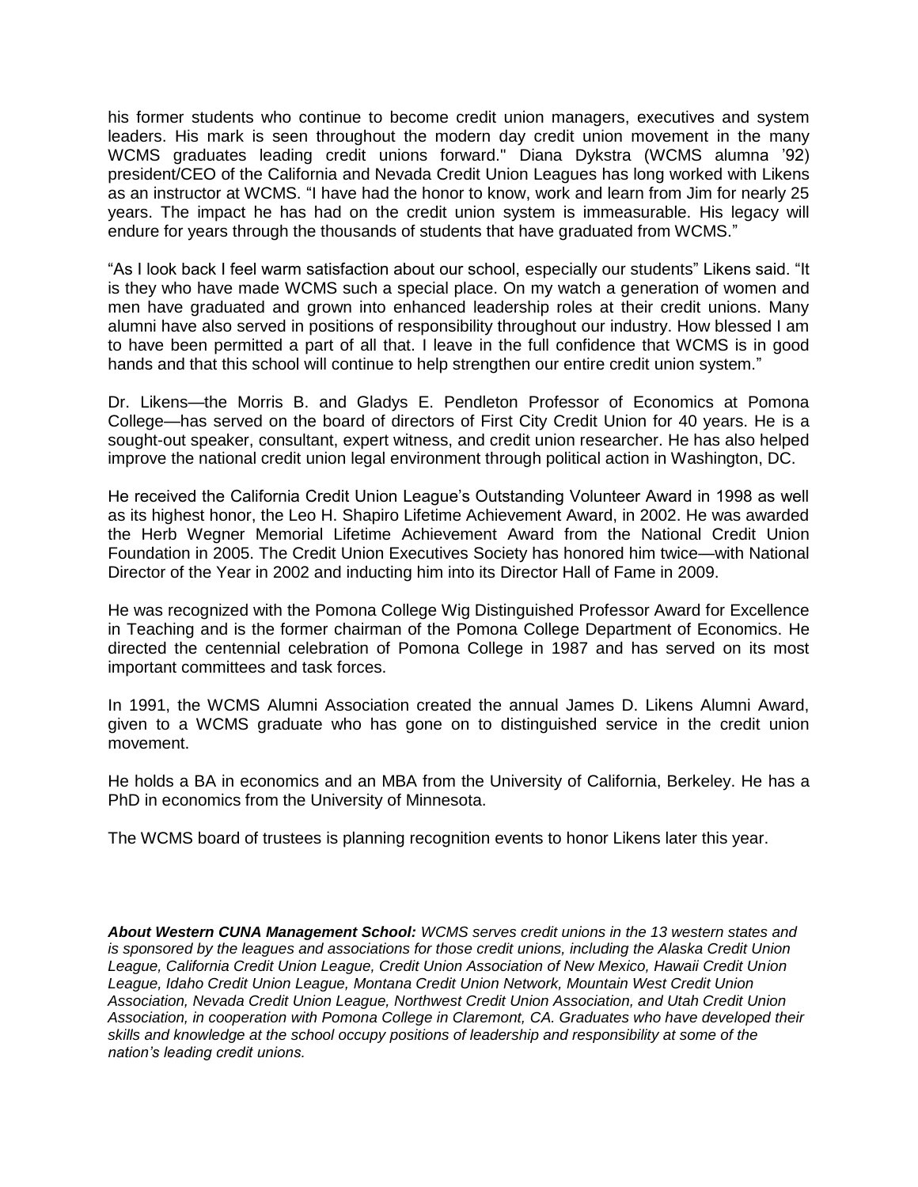his former students who continue to become credit union managers, executives and system leaders. His mark is seen throughout the modern day credit union movement in the many WCMS graduates leading credit unions forward." Diana Dykstra (WCMS alumna '92) president/CEO of the California and Nevada Credit Union Leagues has long worked with Likens as an instructor at WCMS. "I have had the honor to know, work and learn from Jim for nearly 25 years. The impact he has had on the credit union system is immeasurable. His legacy will endure for years through the thousands of students that have graduated from WCMS."

"As I look back I feel warm satisfaction about our school, especially our students" Likens said. "It is they who have made WCMS such a special place. On my watch a generation of women and men have graduated and grown into enhanced leadership roles at their credit unions. Many alumni have also served in positions of responsibility throughout our industry. How blessed I am to have been permitted a part of all that. I leave in the full confidence that WCMS is in good hands and that this school will continue to help strengthen our entire credit union system."

Dr. Likens—the Morris B. and Gladys E. Pendleton Professor of Economics at Pomona College—has served on the board of directors of First City Credit Union for 40 years. He is a sought-out speaker, consultant, expert witness, and credit union researcher. He has also helped improve the national credit union legal environment through political action in Washington, DC.

He received the California Credit Union League's Outstanding Volunteer Award in 1998 as well as its highest honor, the Leo H. Shapiro Lifetime Achievement Award, in 2002. He was awarded the Herb Wegner Memorial Lifetime Achievement Award from the National Credit Union Foundation in 2005. The Credit Union Executives Society has honored him twice—with National Director of the Year in 2002 and inducting him into its Director Hall of Fame in 2009.

He was recognized with the Pomona College Wig Distinguished Professor Award for Excellence in Teaching and is the former chairman of the Pomona College Department of Economics. He directed the centennial celebration of Pomona College in 1987 and has served on its most important committees and task forces.

In 1991, the WCMS Alumni Association created the annual James D. Likens Alumni Award, given to a WCMS graduate who has gone on to distinguished service in the credit union movement.

He holds a BA in economics and an MBA from the University of California, Berkeley. He has a PhD in economics from the University of Minnesota.

The WCMS board of trustees is planning recognition events to honor Likens later this year.

***About Western CUNA Management School:*** *WCMS serves credit unions in the 13 western states and is sponsored by the leagues and associations for those credit unions, including the Alaska Credit Union League, California Credit Union League, Credit Union Association of New Mexico, Hawaii Credit Union League, Idaho Credit Union League, Montana Credit Union Network, Mountain West Credit Union Association, Nevada Credit Union League, Northwest Credit Union Association, and Utah Credit Union Association, in cooperation with Pomona College in Claremont, CA. Graduates who have developed their skills and knowledge at the school occupy positions of leadership and responsibility at some of the nation's leading credit unions.*